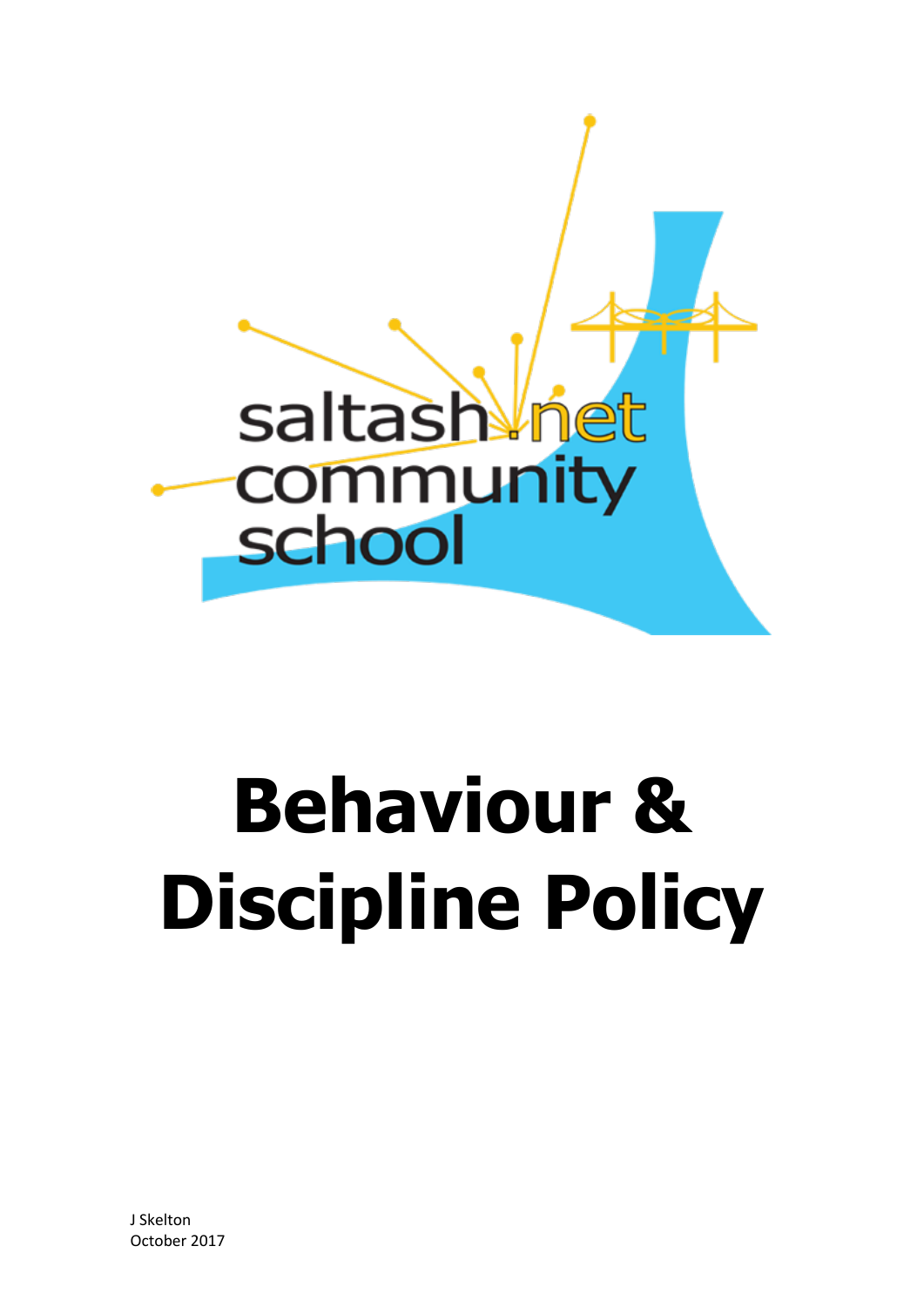saltash.net community school

# Behaviour & Discipline Policy

J Skelton
October 2017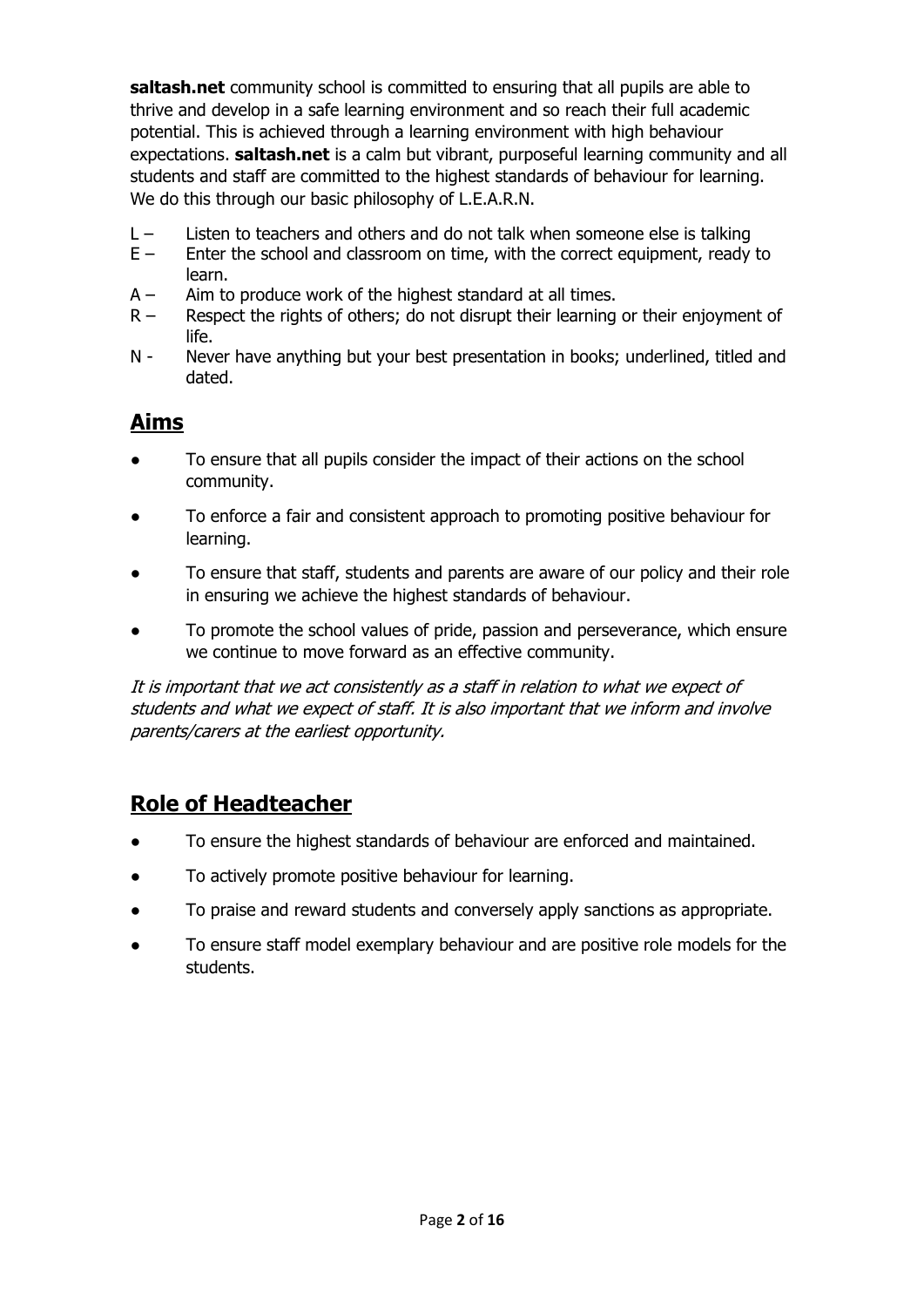**saltash.net** community school is committed to ensuring that all pupils are able to thrive and develop in a safe learning environment and so reach their full academic potential. This is achieved through a learning environment with high behaviour expectations. **saltash.net** is a calm but vibrant, purposeful learning community and all students and staff are committed to the highest standards of behaviour for learning. We do this through our basic philosophy of L.E.A.R.N.

L – Listen to teachers and others and do not talk when someone else is talking
E – Enter the school and classroom on time, with the correct equipment, ready to learn.
A – Aim to produce work of the highest standard at all times.
R – Respect the rights of others; do not disrupt their learning or their enjoyment of life.
N - Never have anything but your best presentation in books; underlined, titled and dated.

## Aims

- To ensure that all pupils consider the impact of their actions on the school community.
- To enforce a fair and consistent approach to promoting positive behaviour for learning.
- To ensure that staff, students and parents are aware of our policy and their role in ensuring we achieve the highest standards of behaviour.
- To promote the school values of pride, passion and perseverance, which ensure we continue to move forward as an effective community.

*It is important that we act consistently as a staff in relation to what we expect of students and what we expect of staff. It is also important that we inform and involve parents/carers at the earliest opportunity.*

## Role of Headteacher

- To ensure the highest standards of behaviour are enforced and maintained.
- To actively promote positive behaviour for learning.
- To praise and reward students and conversely apply sanctions as appropriate.
- To ensure staff model exemplary behaviour and are positive role models for the students.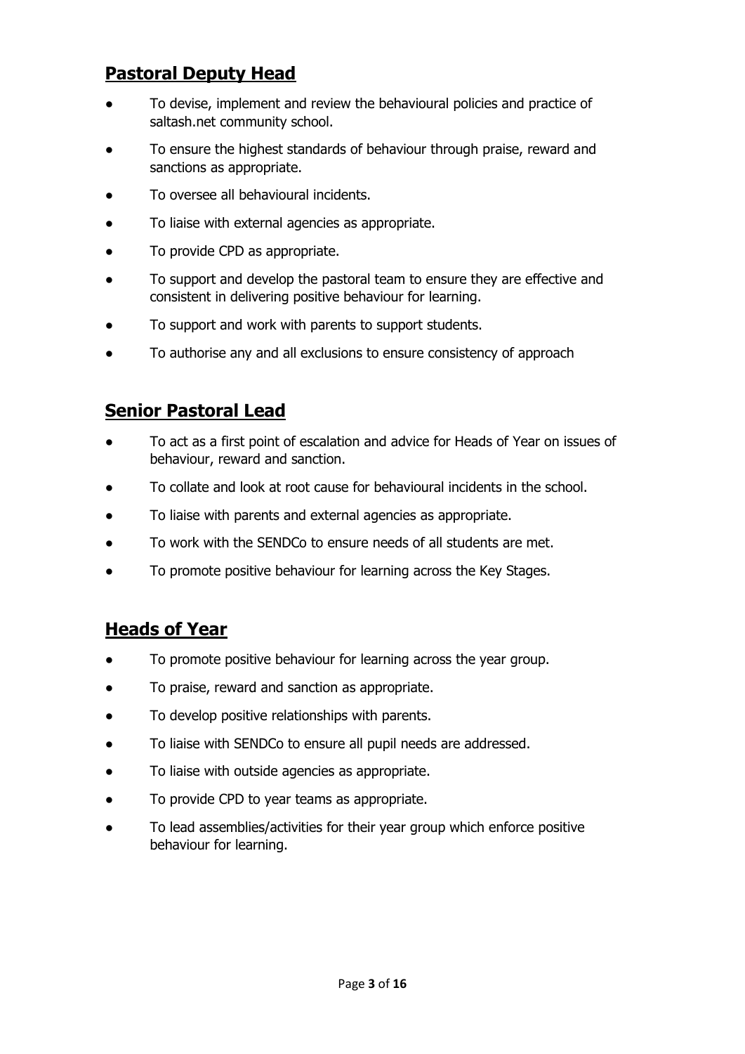## **Pastoral Deputy Head**

- To devise, implement and review the behavioural policies and practice of saltash.net community school.
- To ensure the highest standards of behaviour through praise, reward and sanctions as appropriate.
- To oversee all behavioural incidents.
- To liaise with external agencies as appropriate.
- To provide CPD as appropriate.
- To support and develop the pastoral team to ensure they are effective and consistent in delivering positive behaviour for learning.
- To support and work with parents to support students.
- To authorise any and all exclusions to ensure consistency of approach

## **Senior Pastoral Lead**

- To act as a first point of escalation and advice for Heads of Year on issues of behaviour, reward and sanction.
- To collate and look at root cause for behavioural incidents in the school.
- To liaise with parents and external agencies as appropriate.
- To work with the SENDCo to ensure needs of all students are met.
- To promote positive behaviour for learning across the Key Stages.

## **Heads of Year**

- To promote positive behaviour for learning across the year group.
- To praise, reward and sanction as appropriate.
- To develop positive relationships with parents.
- To liaise with SENDCo to ensure all pupil needs are addressed.
- To liaise with outside agencies as appropriate.
- To provide CPD to year teams as appropriate.
- To lead assemblies/activities for their year group which enforce positive behaviour for learning.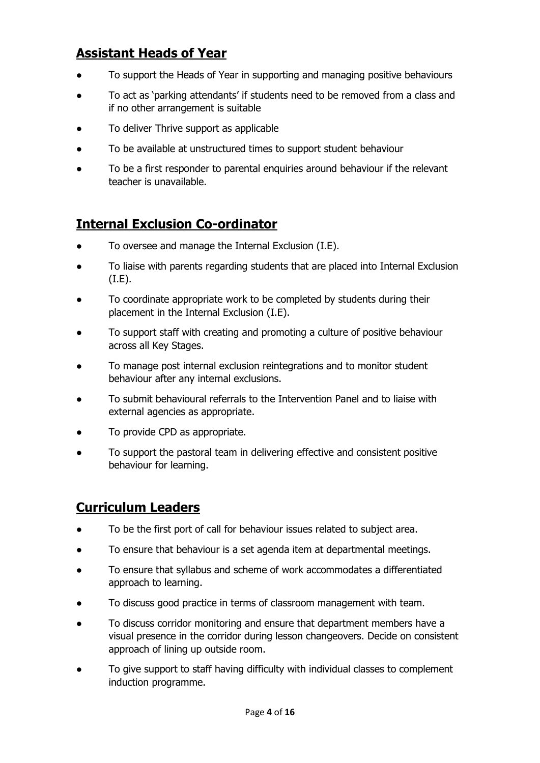## Assistant Heads of Year

- To support the Heads of Year in supporting and managing positive behaviours
- To act as 'parking attendants' if students need to be removed from a class and if no other arrangement is suitable
- To deliver Thrive support as applicable
- To be available at unstructured times to support student behaviour
- To be a first responder to parental enquiries around behaviour if the relevant teacher is unavailable.

## Internal Exclusion Co-ordinator

- To oversee and manage the Internal Exclusion (I.E).
- To liaise with parents regarding students that are placed into Internal Exclusion (I.E).
- To coordinate appropriate work to be completed by students during their placement in the Internal Exclusion (I.E).
- To support staff with creating and promoting a culture of positive behaviour across all Key Stages.
- To manage post internal exclusion reintegrations and to monitor student behaviour after any internal exclusions.
- To submit behavioural referrals to the Intervention Panel and to liaise with external agencies as appropriate.
- To provide CPD as appropriate.
- To support the pastoral team in delivering effective and consistent positive behaviour for learning.

## Curriculum Leaders

- To be the first port of call for behaviour issues related to subject area.
- To ensure that behaviour is a set agenda item at departmental meetings.
- To ensure that syllabus and scheme of work accommodates a differentiated approach to learning.
- To discuss good practice in terms of classroom management with team.
- To discuss corridor monitoring and ensure that department members have a visual presence in the corridor during lesson changeovers. Decide on consistent approach of lining up outside room.
- To give support to staff having difficulty with individual classes to complement induction programme.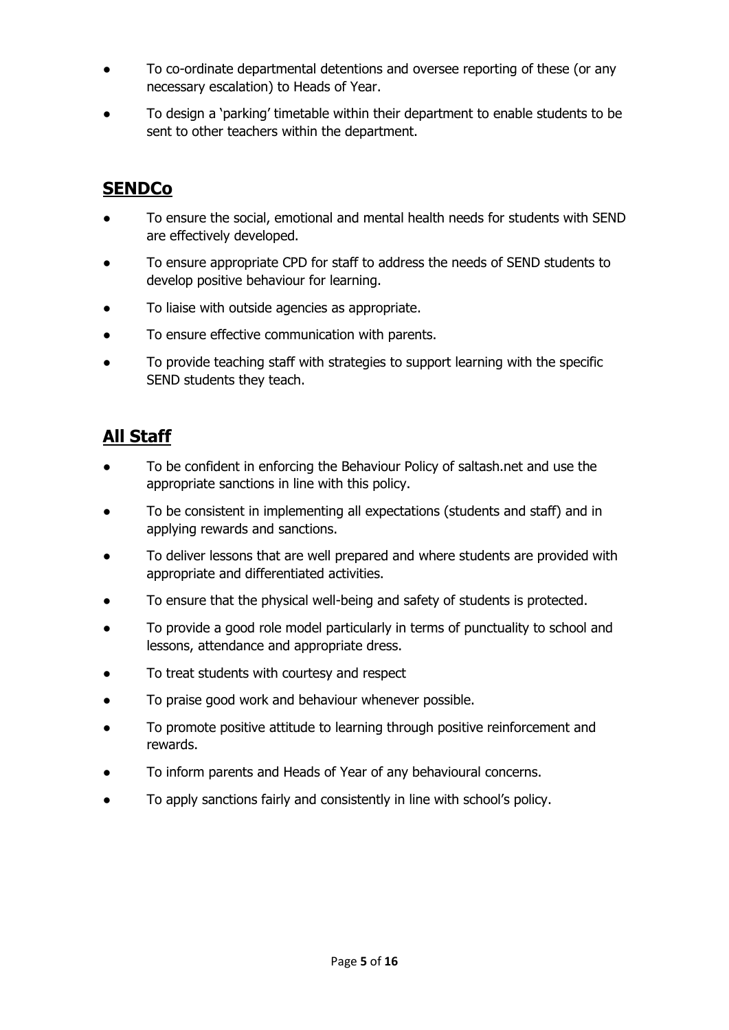- To co-ordinate departmental detentions and oversee reporting of these (or any necessary escalation) to Heads of Year.
- To design a 'parking' timetable within their department to enable students to be sent to other teachers within the department.

## SENDCo

- To ensure the social, emotional and mental health needs for students with SEND are effectively developed.
- To ensure appropriate CPD for staff to address the needs of SEND students to develop positive behaviour for learning.
- To liaise with outside agencies as appropriate.
- To ensure effective communication with parents.
- To provide teaching staff with strategies to support learning with the specific SEND students they teach.

## All Staff

- To be confident in enforcing the Behaviour Policy of saltash.net and use the appropriate sanctions in line with this policy.
- To be consistent in implementing all expectations (students and staff) and in applying rewards and sanctions.
- To deliver lessons that are well prepared and where students are provided with appropriate and differentiated activities.
- To ensure that the physical well-being and safety of students is protected.
- To provide a good role model particularly in terms of punctuality to school and lessons, attendance and appropriate dress.
- To treat students with courtesy and respect
- To praise good work and behaviour whenever possible.
- To promote positive attitude to learning through positive reinforcement and rewards.
- To inform parents and Heads of Year of any behavioural concerns.
- To apply sanctions fairly and consistently in line with school's policy.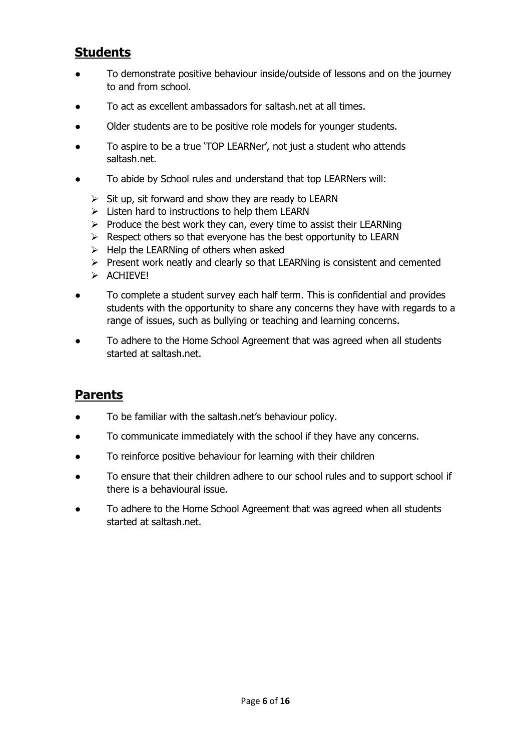## Students

- To demonstrate positive behaviour inside/outside of lessons and on the journey to and from school.
- To act as excellent ambassadors for saltash.net at all times.
- Older students are to be positive role models for younger students.
- To aspire to be a true 'TOP LEARNer', not just a student who attends saltash.net.
- To abide by School rules and understand that top LEARNers will:
  - Sit up, sit forward and show they are ready to LEARN
  - Listen hard to instructions to help them LEARN
  - Produce the best work they can, every time to assist their LEARNing
  - Respect others so that everyone has the best opportunity to LEARN
  - Help the LEARNing of others when asked
  - Present work neatly and clearly so that LEARNing is consistent and cemented
  - ACHIEVE!
- To complete a student survey each half term. This is confidential and provides students with the opportunity to share any concerns they have with regards to a range of issues, such as bullying or teaching and learning concerns.
- To adhere to the Home School Agreement that was agreed when all students started at saltash.net.

## Parents

- To be familiar with the saltash.net's behaviour policy.
- To communicate immediately with the school if they have any concerns.
- To reinforce positive behaviour for learning with their children
- To ensure that their children adhere to our school rules and to support school if there is a behavioural issue.
- To adhere to the Home School Agreement that was agreed when all students started at saltash.net.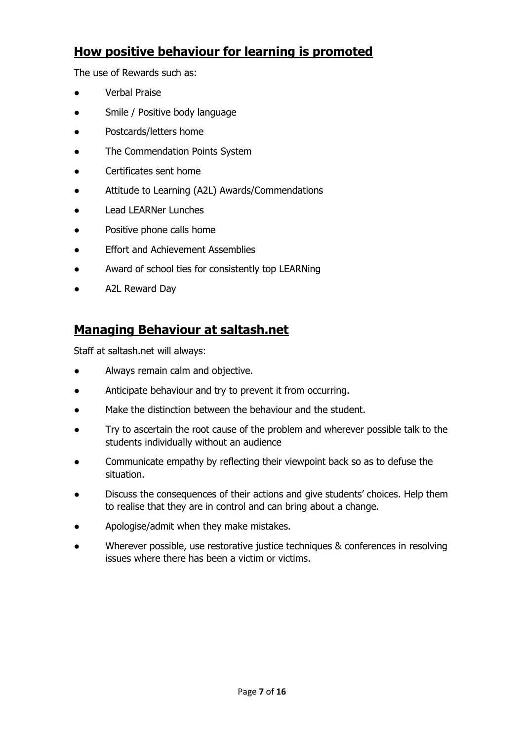## How positive behaviour for learning is promoted

The use of Rewards such as:

- Verbal Praise
- Smile / Positive body language
- Postcards/letters home
- The Commendation Points System
- Certificates sent home
- Attitude to Learning (A2L) Awards/Commendations
- Lead LEARNer Lunches
- Positive phone calls home
- Effort and Achievement Assemblies
- Award of school ties for consistently top LEARNing
- A2L Reward Day

## Managing Behaviour at saltash.net

Staff at saltash.net will always:

- Always remain calm and objective.
- Anticipate behaviour and try to prevent it from occurring.
- Make the distinction between the behaviour and the student.
- Try to ascertain the root cause of the problem and wherever possible talk to the students individually without an audience
- Communicate empathy by reflecting their viewpoint back so as to defuse the situation.
- Discuss the consequences of their actions and give students' choices. Help them to realise that they are in control and can bring about a change.
- Apologise/admit when they make mistakes.
- Wherever possible, use restorative justice techniques & conferences in resolving issues where there has been a victim or victims.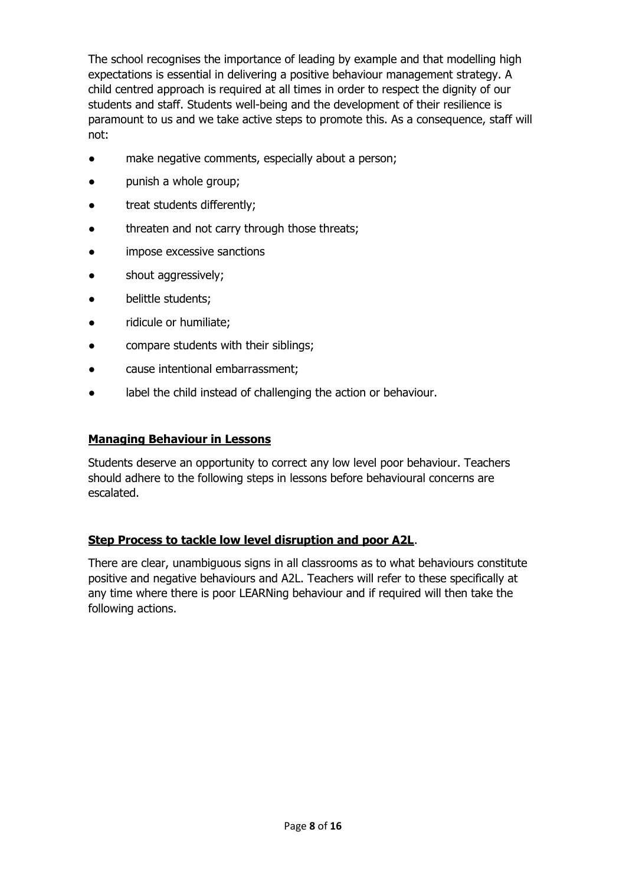The school recognises the importance of leading by example and that modelling high expectations is essential in delivering a positive behaviour management strategy. A child centred approach is required at all times in order to respect the dignity of our students and staff. Students well-being and the development of their resilience is paramount to us and we take active steps to promote this. As a consequence, staff will not:

- make negative comments, especially about a person;
- punish a whole group;
- treat students differently;
- threaten and not carry through those threats;
- impose excessive sanctions
- shout aggressively;
- belittle students;
- ridicule or humiliate;
- compare students with their siblings;
- cause intentional embarrassment;
- label the child instead of challenging the action or behaviour.

## **Managing Behaviour in Lessons**

Students deserve an opportunity to correct any low level poor behaviour. Teachers should adhere to the following steps in lessons before behavioural concerns are escalated.

## **Step Process to tackle low level disruption and poor A2L**.

There are clear, unambiguous signs in all classrooms as to what behaviours constitute positive and negative behaviours and A2L. Teachers will refer to these specifically at any time where there is poor LEARNing behaviour and if required will then take the following actions.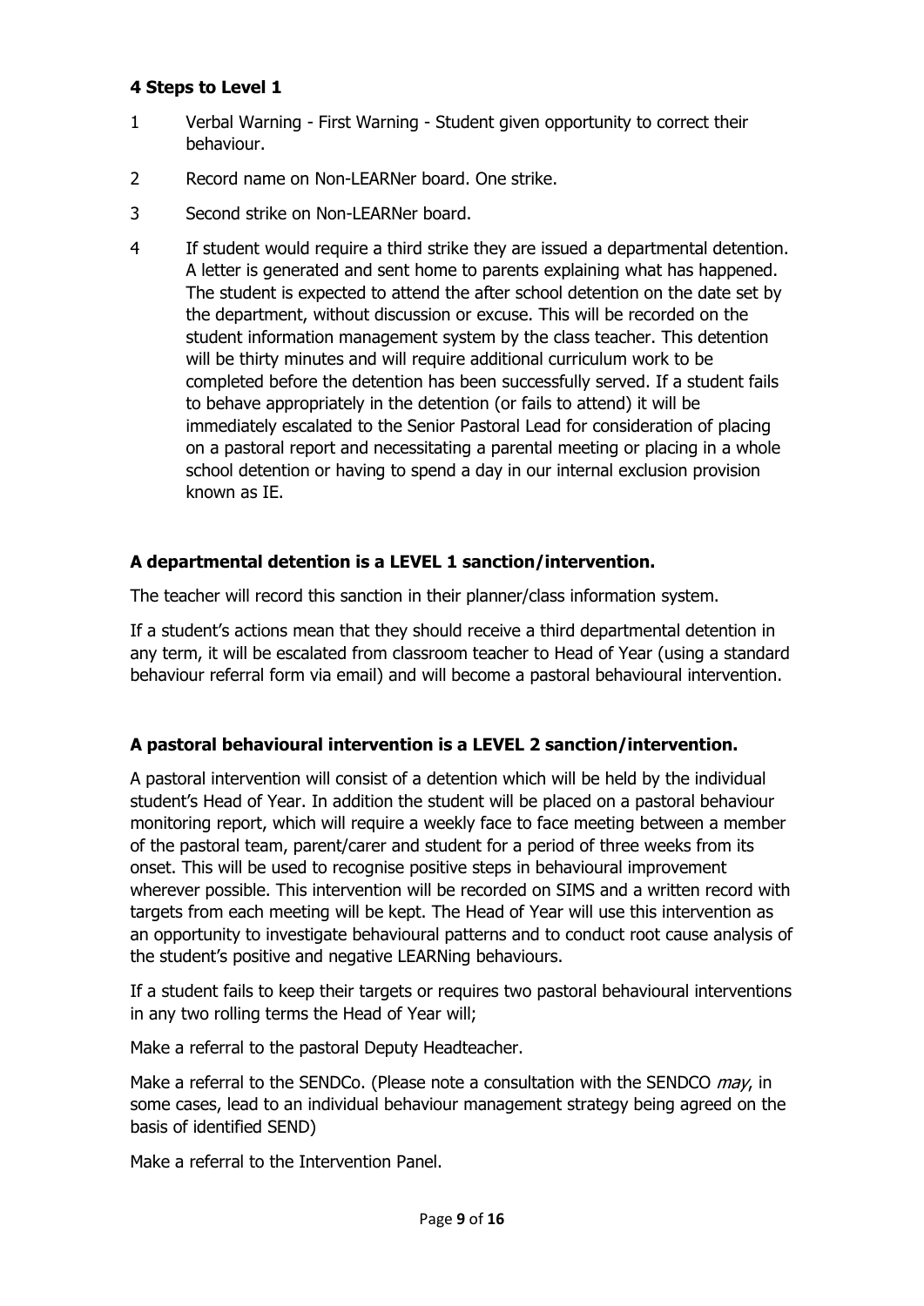**4 Steps to Level 1**

1. Verbal Warning - First Warning - Student given opportunity to correct their behaviour.
2. Record name on Non-LEARNer board. One strike.
3. Second strike on Non-LEARNer board.
4. If student would require a third strike they are issued a departmental detention. A letter is generated and sent home to parents explaining what has happened. The student is expected to attend the after school detention on the date set by the department, without discussion or excuse. This will be recorded on the student information management system by the class teacher. This detention will be thirty minutes and will require additional curriculum work to be completed before the detention has been successfully served. If a student fails to behave appropriately in the detention (or fails to attend) it will be immediately escalated to the Senior Pastoral Lead for consideration of placing on a pastoral report and necessitating a parental meeting or placing in a whole school detention or having to spend a day in our internal exclusion provision known as IE.

**A departmental detention is a LEVEL 1 sanction/intervention.**

The teacher will record this sanction in their planner/class information system.

If a student's actions mean that they should receive a third departmental detention in any term, it will be escalated from classroom teacher to Head of Year (using a standard behaviour referral form via email) and will become a pastoral behavioural intervention.

**A pastoral behavioural intervention is a LEVEL 2 sanction/intervention.**

A pastoral intervention will consist of a detention which will be held by the individual student's Head of Year. In addition the student will be placed on a pastoral behaviour monitoring report, which will require a weekly face to face meeting between a member of the pastoral team, parent/carer and student for a period of three weeks from its onset. This will be used to recognise positive steps in behavioural improvement wherever possible. This intervention will be recorded on SIMS and a written record with targets from each meeting will be kept. The Head of Year will use this intervention as an opportunity to investigate behavioural patterns and to conduct root cause analysis of the student's positive and negative LEARNing behaviours.

If a student fails to keep their targets or requires two pastoral behavioural interventions in any two rolling terms the Head of Year will;

Make a referral to the pastoral Deputy Headteacher.

Make a referral to the SENDCo. (Please note a consultation with the SENDCO *may*, in some cases, lead to an individual behaviour management strategy being agreed on the basis of identified SEND)

Make a referral to the Intervention Panel.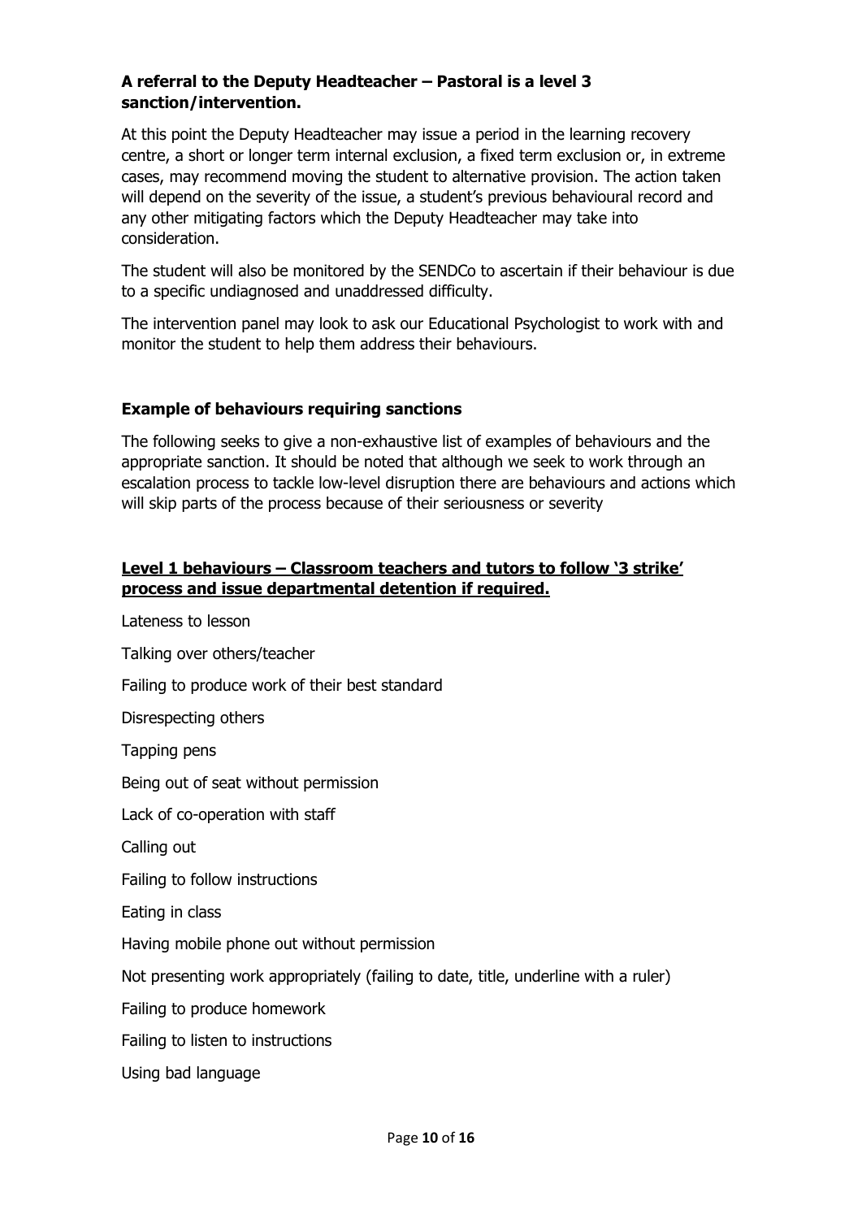**A referral to the Deputy Headteacher – Pastoral is a level 3 sanction/intervention.**

At this point the Deputy Headteacher may issue a period in the learning recovery centre, a short or longer term internal exclusion, a fixed term exclusion or, in extreme cases, may recommend moving the student to alternative provision. The action taken will depend on the severity of the issue, a student's previous behavioural record and any other mitigating factors which the Deputy Headteacher may take into consideration.

The student will also be monitored by the SENDCo to ascertain if their behaviour is due to a specific undiagnosed and unaddressed difficulty.

The intervention panel may look to ask our Educational Psychologist to work with and monitor the student to help them address their behaviours.

**Example of behaviours requiring sanctions**

The following seeks to give a non-exhaustive list of examples of behaviours and the appropriate sanction. It should be noted that although we seek to work through an escalation process to tackle low-level disruption there are behaviours and actions which will skip parts of the process because of their seriousness or severity

**<u>Level 1 behaviours – Classroom teachers and tutors to follow '3 strike' process and issue departmental detention if required.</u>**

Lateness to lesson

Talking over others/teacher

Failing to produce work of their best standard

Disrespecting others

Tapping pens

Being out of seat without permission

Lack of co-operation with staff

Calling out

Failing to follow instructions

Eating in class

Having mobile phone out without permission

Not presenting work appropriately (failing to date, title, underline with a ruler)

Failing to produce homework

Failing to listen to instructions

Using bad language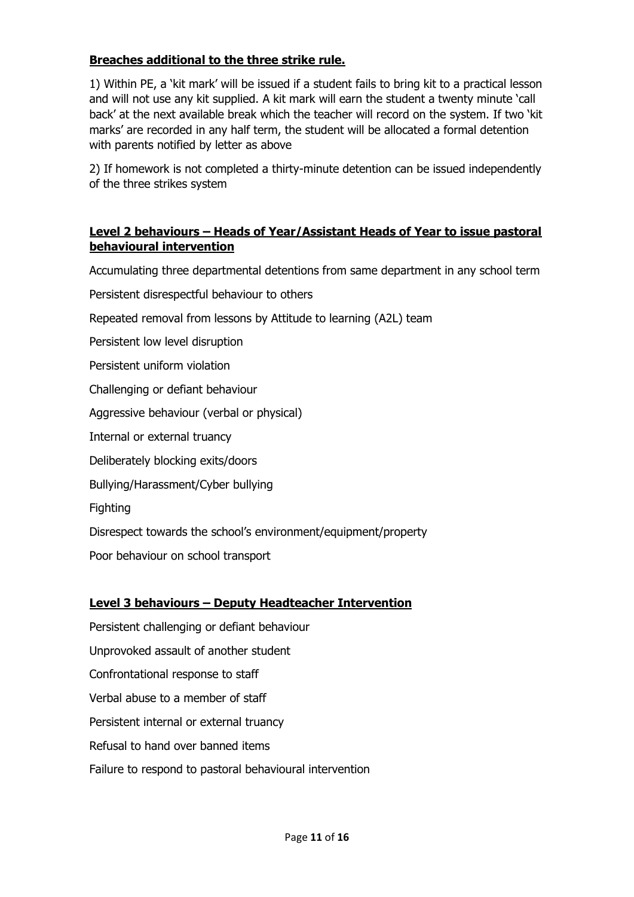**Breaches additional to the three strike rule.**

1) Within PE, a 'kit mark' will be issued if a student fails to bring kit to a practical lesson and will not use any kit supplied. A kit mark will earn the student a twenty minute 'call back' at the next available break which the teacher will record on the system. If two 'kit marks' are recorded in any half term, the student will be allocated a formal detention with parents notified by letter as above

2) If homework is not completed a thirty-minute detention can be issued independently of the three strikes system

**Level 2 behaviours – Heads of Year/Assistant Heads of Year to issue pastoral behavioural intervention**

Accumulating three departmental detentions from same department in any school term

Persistent disrespectful behaviour to others

Repeated removal from lessons by Attitude to learning (A2L) team

Persistent low level disruption

Persistent uniform violation

Challenging or defiant behaviour

Aggressive behaviour (verbal or physical)

Internal or external truancy

Deliberately blocking exits/doors

Bullying/Harassment/Cyber bullying

Fighting

Disrespect towards the school's environment/equipment/property

Poor behaviour on school transport

**Level 3 behaviours – Deputy Headteacher Intervention**

Persistent challenging or defiant behaviour

Unprovoked assault of another student

Confrontational response to staff

Verbal abuse to a member of staff

Persistent internal or external truancy

Refusal to hand over banned items

Failure to respond to pastoral behavioural intervention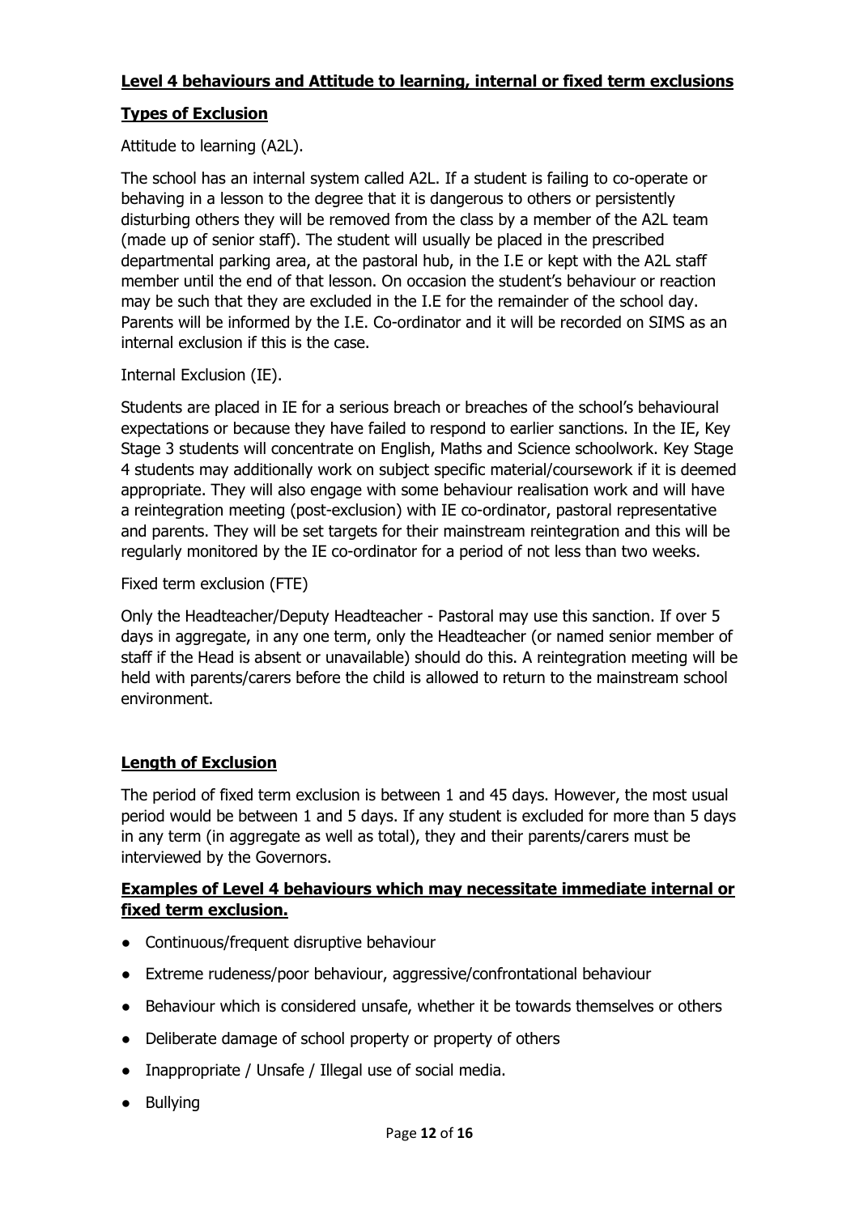## Level 4 behaviours and Attitude to learning, internal or fixed term exclusions

### Types of Exclusion

Attitude to learning (A2L).

The school has an internal system called A2L. If a student is failing to co-operate or behaving in a lesson to the degree that it is dangerous to others or persistently disturbing others they will be removed from the class by a member of the A2L team (made up of senior staff). The student will usually be placed in the prescribed departmental parking area, at the pastoral hub, in the I.E or kept with the A2L staff member until the end of that lesson. On occasion the student's behaviour or reaction may be such that they are excluded in the I.E for the remainder of the school day. Parents will be informed by the I.E. Co-ordinator and it will be recorded on SIMS as an internal exclusion if this is the case.

Internal Exclusion (IE).

Students are placed in IE for a serious breach or breaches of the school's behavioural expectations or because they have failed to respond to earlier sanctions. In the IE, Key Stage 3 students will concentrate on English, Maths and Science schoolwork. Key Stage 4 students may additionally work on subject specific material/coursework if it is deemed appropriate. They will also engage with some behaviour realisation work and will have a reintegration meeting (post-exclusion) with IE co-ordinator, pastoral representative and parents. They will be set targets for their mainstream reintegration and this will be regularly monitored by the IE co-ordinator for a period of not less than two weeks.

Fixed term exclusion (FTE)

Only the Headteacher/Deputy Headteacher - Pastoral may use this sanction. If over 5 days in aggregate, in any one term, only the Headteacher (or named senior member of staff if the Head is absent or unavailable) should do this. A reintegration meeting will be held with parents/carers before the child is allowed to return to the mainstream school environment.

### Length of Exclusion

The period of fixed term exclusion is between 1 and 45 days. However, the most usual period would be between 1 and 5 days. If any student is excluded for more than 5 days in any term (in aggregate as well as total), they and their parents/carers must be interviewed by the Governors.

### Examples of Level 4 behaviours which may necessitate immediate internal or fixed term exclusion.

- Continuous/frequent disruptive behaviour
- Extreme rudeness/poor behaviour, aggressive/confrontational behaviour
- Behaviour which is considered unsafe, whether it be towards themselves or others
- Deliberate damage of school property or property of others
- Inappropriate / Unsafe / Illegal use of social media.
- Bullying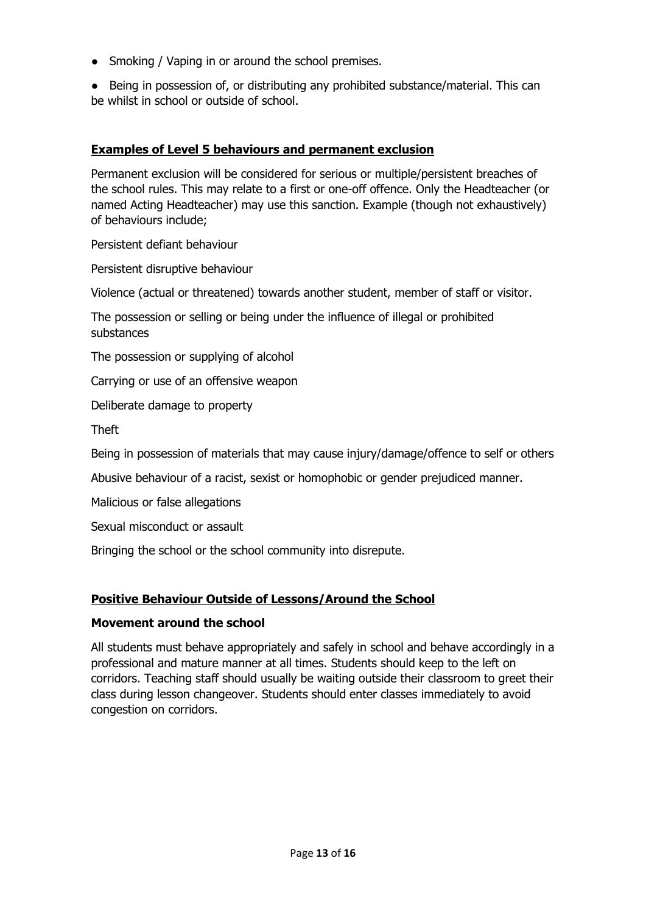- Smoking / Vaping in or around the school premises.
- Being in possession of, or distributing any prohibited substance/material. This can be whilst in school or outside of school.

### **Examples of Level 5 behaviours and permanent exclusion**

Permanent exclusion will be considered for serious or multiple/persistent breaches of the school rules. This may relate to a first or one-off offence. Only the Headteacher (or named Acting Headteacher) may use this sanction. Example (though not exhaustively) of behaviours include;

Persistent defiant behaviour

Persistent disruptive behaviour

Violence (actual or threatened) towards another student, member of staff or visitor.

The possession or selling or being under the influence of illegal or prohibited substances

The possession or supplying of alcohol

Carrying or use of an offensive weapon

Deliberate damage to property

Theft

Being in possession of materials that may cause injury/damage/offence to self or others

Abusive behaviour of a racist, sexist or homophobic or gender prejudiced manner.

Malicious or false allegations

Sexual misconduct or assault

Bringing the school or the school community into disrepute.

### **Positive Behaviour Outside of Lessons/Around the School**

#### **Movement around the school**

All students must behave appropriately and safely in school and behave accordingly in a professional and mature manner at all times. Students should keep to the left on corridors. Teaching staff should usually be waiting outside their classroom to greet their class during lesson changeover. Students should enter classes immediately to avoid congestion on corridors.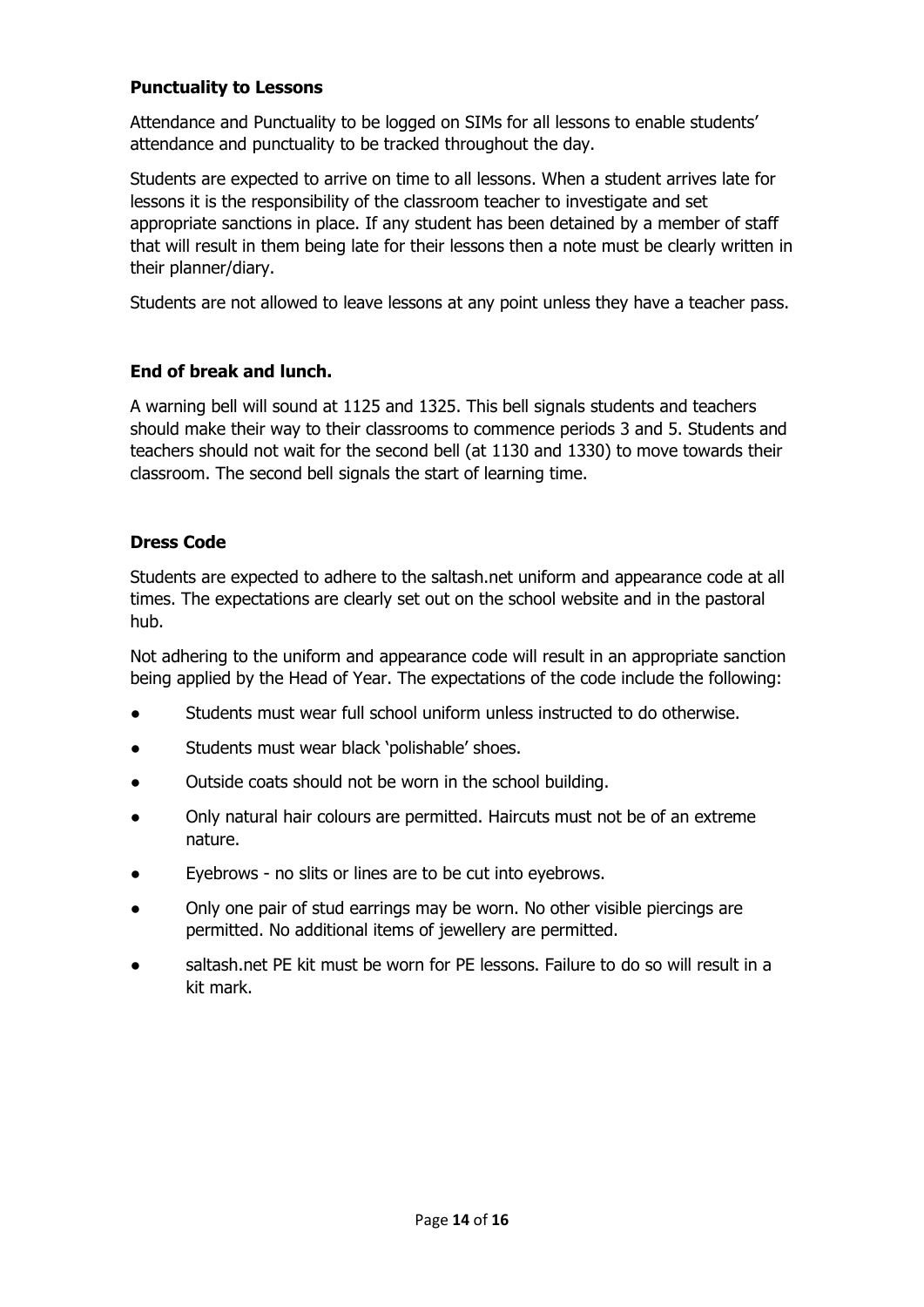**Punctuality to Lessons**

Attendance and Punctuality to be logged on SIMs for all lessons to enable students' attendance and punctuality to be tracked throughout the day.

Students are expected to arrive on time to all lessons. When a student arrives late for lessons it is the responsibility of the classroom teacher to investigate and set appropriate sanctions in place. If any student has been detained by a member of staff that will result in them being late for their lessons then a note must be clearly written in their planner/diary.

Students are not allowed to leave lessons at any point unless they have a teacher pass.

**End of break and lunch.**

A warning bell will sound at 1125 and 1325. This bell signals students and teachers should make their way to their classrooms to commence periods 3 and 5. Students and teachers should not wait for the second bell (at 1130 and 1330) to move towards their classroom. The second bell signals the start of learning time.

**Dress Code**

Students are expected to adhere to the saltash.net uniform and appearance code at all times. The expectations are clearly set out on the school website and in the pastoral hub.

Not adhering to the uniform and appearance code will result in an appropriate sanction being applied by the Head of Year. The expectations of the code include the following:

- Students must wear full school uniform unless instructed to do otherwise.
- Students must wear black 'polishable' shoes.
- Outside coats should not be worn in the school building.
- Only natural hair colours are permitted. Haircuts must not be of an extreme nature.
- Eyebrows - no slits or lines are to be cut into eyebrows.
- Only one pair of stud earrings may be worn. No other visible piercings are permitted. No additional items of jewellery are permitted.
- saltash.net PE kit must be worn for PE lessons. Failure to do so will result in a kit mark.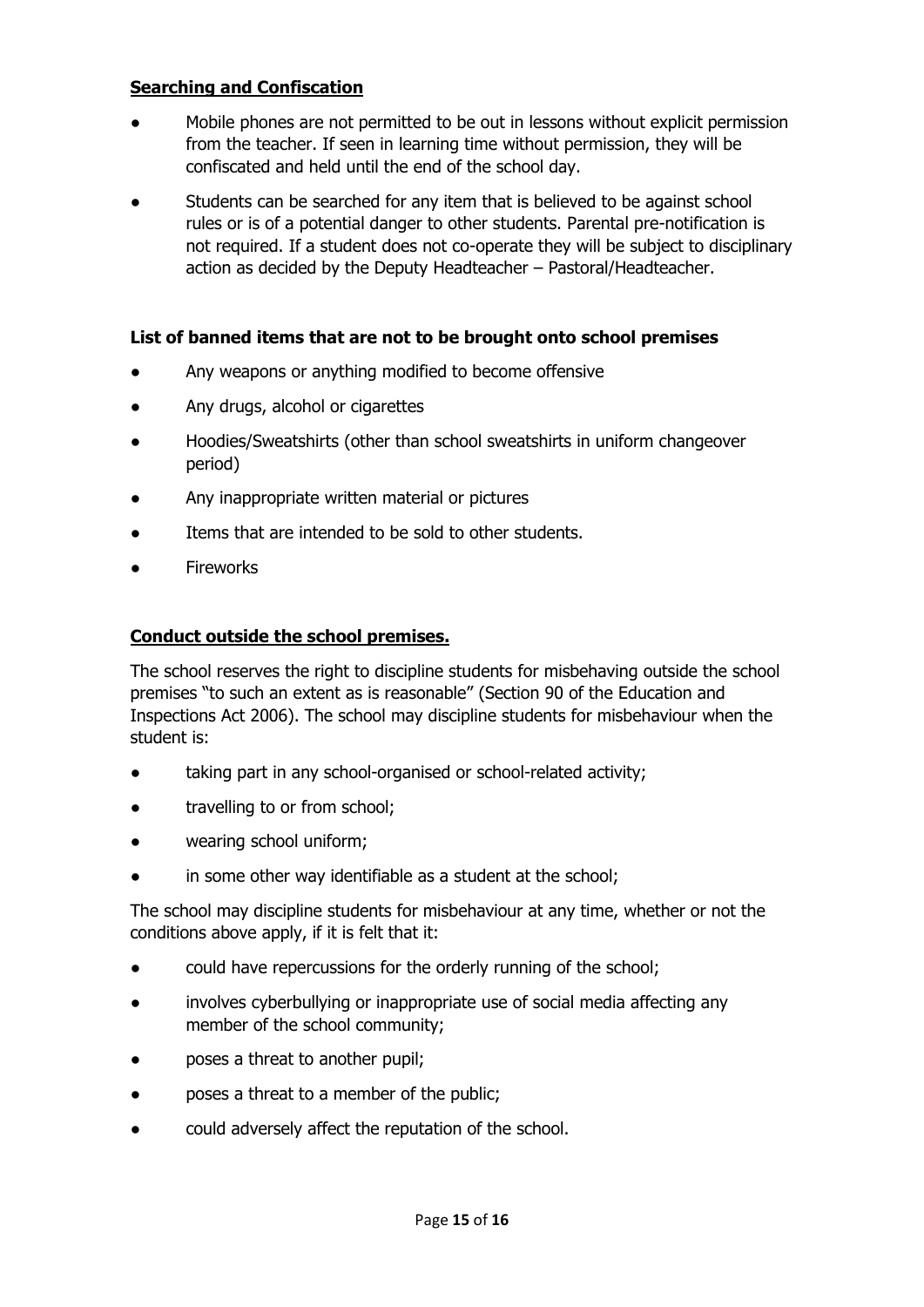## Searching and Confiscation

- Mobile phones are not permitted to be out in lessons without explicit permission from the teacher. If seen in learning time without permission, they will be confiscated and held until the end of the school day.
- Students can be searched for any item that is believed to be against school rules or is of a potential danger to other students. Parental pre-notification is not required. If a student does not co-operate they will be subject to disciplinary action as decided by the Deputy Headteacher – Pastoral/Headteacher.

### List of banned items that are not to be brought onto school premises

- Any weapons or anything modified to become offensive
- Any drugs, alcohol or cigarettes
- Hoodies/Sweatshirts (other than school sweatshirts in uniform changeover period)
- Any inappropriate written material or pictures
- Items that are intended to be sold to other students.
- Fireworks

## Conduct outside the school premises.

The school reserves the right to discipline students for misbehaving outside the school premises "to such an extent as is reasonable" (Section 90 of the Education and Inspections Act 2006). The school may discipline students for misbehaviour when the student is:

- taking part in any school-organised or school-related activity;
- travelling to or from school;
- wearing school uniform;
- in some other way identifiable as a student at the school;

The school may discipline students for misbehaviour at any time, whether or not the conditions above apply, if it is felt that it:

- could have repercussions for the orderly running of the school;
- involves cyberbullying or inappropriate use of social media affecting any member of the school community;
- poses a threat to another pupil;
- poses a threat to a member of the public;
- could adversely affect the reputation of the school.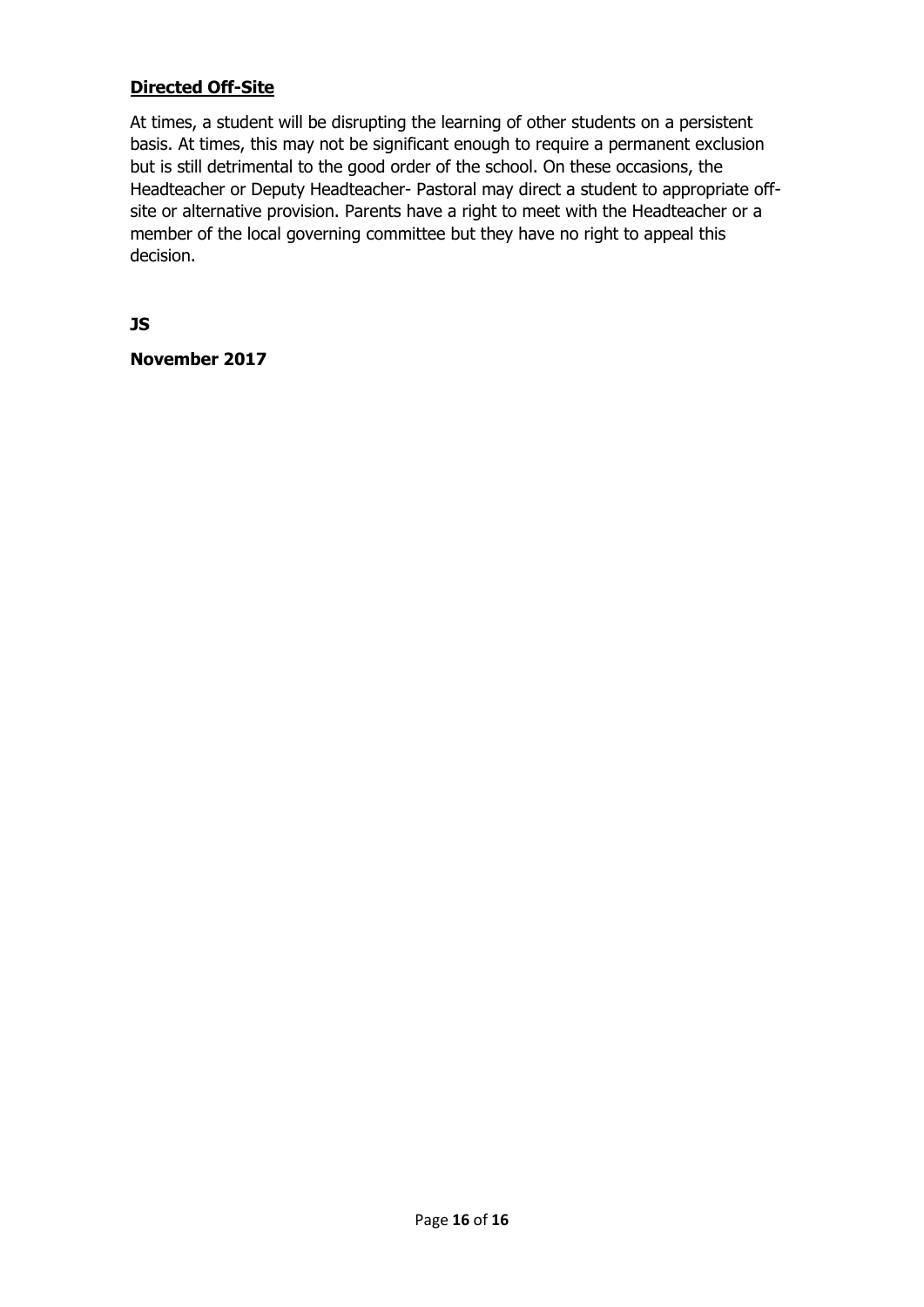**<u>Directed Off-Site</u>**

At times, a student will be disrupting the learning of other students on a persistent basis. At times, this may not be significant enough to require a permanent exclusion but is still detrimental to the good order of the school. On these occasions, the Headteacher or Deputy Headteacher- Pastoral may direct a student to appropriate off-site or alternative provision. Parents have a right to meet with the Headteacher or a member of the local governing committee but they have no right to appeal this decision.

**JS**

**November 2017**